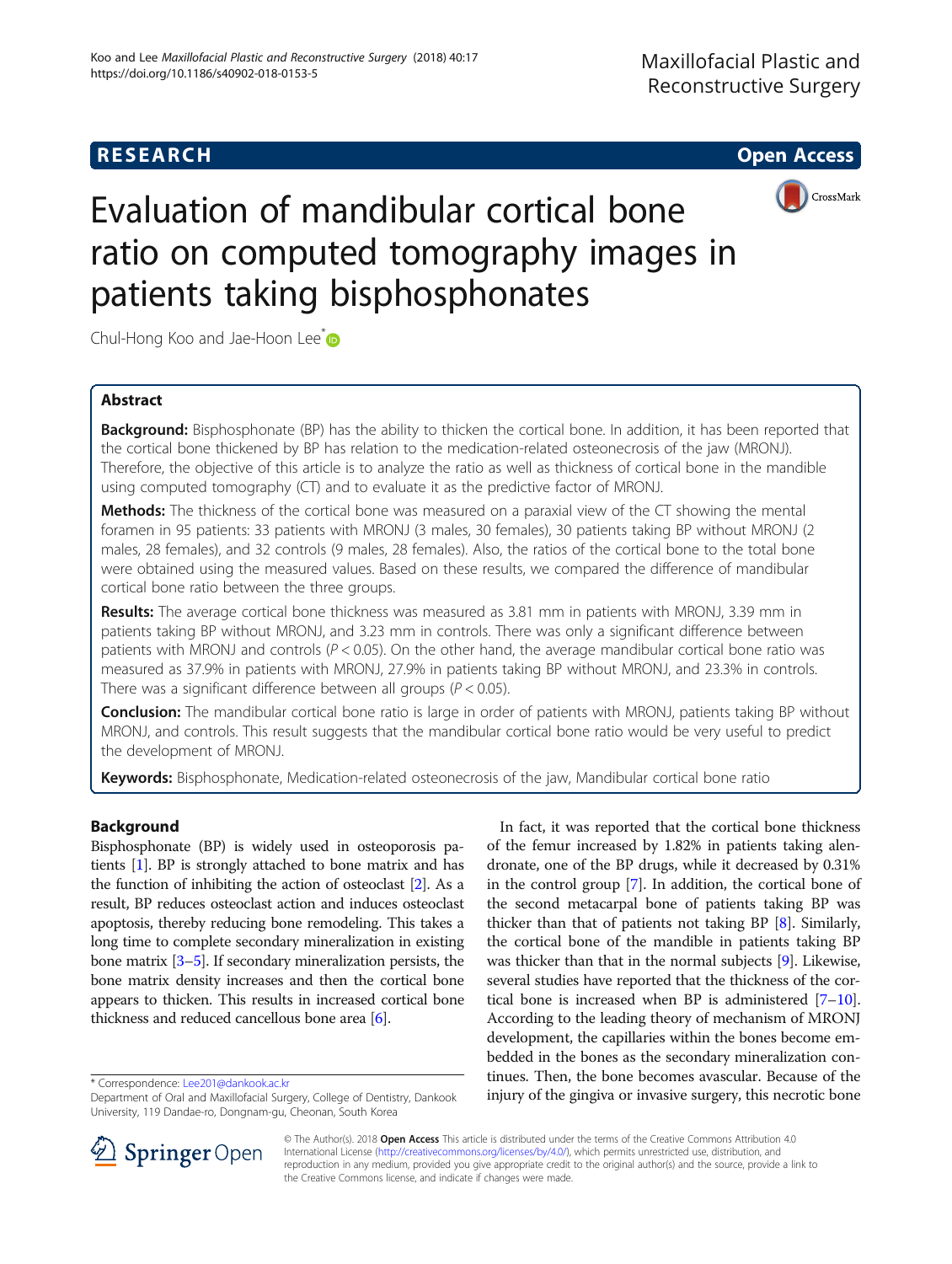# RESEARCH

**Open Access**

# Evaluation of mandibular cortical bone ratio on computed tomography images in patients taking bisphosphonates

Chul-Hong Koo and Jae-Hoon Lee*

## Abstract

**Background:** Bisphosphonate (BP) has the ability to thicken the cortical bone. In addition, it has been reported that the cortical bone thickened by BP has relation to the medication-related osteonecrosis of the jaw (MRONJ). Therefore, the objective of this article is to analyze the ratio as well as thickness of cortical bone in the mandible using computed tomography (CT) and to evaluate it as the predictive factor of MRONJ.

**Methods:** The thickness of the cortical bone was measured on a paraxial view of the CT showing the mental foramen in 95 patients: 33 patients with MRONJ (3 males, 30 females), 30 patients taking BP without MRONJ (2 males, 28 females), and 32 controls (9 males, 28 females). Also, the ratios of the cortical bone to the total bone were obtained using the measured values. Based on these results, we compared the difference of mandibular cortical bone ratio between the three groups.

**Results:** The average cortical bone thickness was measured as 3.81 mm in patients with MRONJ, 3.39 mm in patients taking BP without MRONJ, and 3.23 mm in controls. There was only a significant difference between patients with MRONJ and controls ($P < 0.05$). On the other hand, the average mandibular cortical bone ratio was measured as 37.9% in patients with MRONJ, 27.9% in patients taking BP without MRONJ, and 23.3% in controls. There was a significant difference between all groups ($P < 0.05$).

**Conclusion:** The mandibular cortical bone ratio is large in order of patients with MRONJ, patients taking BP without MRONJ, and controls. This result suggests that the mandibular cortical bone ratio would be very useful to predict the development of MRONJ.

**Keywords:** Bisphosphonate, Medication-related osteonecrosis of the jaw, Mandibular cortical bone ratio

## Background

Bisphosphonate (BP) is widely used in osteoporosis patients [1]. BP is strongly attached to bone matrix and has the function of inhibiting the action of osteoclast [2]. As a result, BP reduces osteoclast action and induces osteoclast apoptosis, thereby reducing bone remodeling. This takes a long time to complete secondary mineralization in existing bone matrix [3–5]. If secondary mineralization persists, the bone matrix density increases and then the cortical bone appears to thicken. This results in increased cortical bone thickness and reduced cancellous bone area [6].

In fact, it was reported that the cortical bone thickness of the femur increased by 1.82% in patients taking alendronate, one of the BP drugs, while it decreased by 0.31% in the control group [7]. In addition, the cortical bone of the second metacarpal bone of patients taking BP was thicker than that of patients not taking BP [8]. Similarly, the cortical bone of the mandible in patients taking BP was thicker than that in the normal subjects [9]. Likewise, several studies have reported that the thickness of the cortical bone is increased when BP is administered [7–10]. According to the leading theory of mechanism of MRONJ development, the capillaries within the bones become embedded in the bones as the secondary mineralization continues. Then, the bone becomes avascular. Because of the injury of the gingiva or invasive surgery, this necrotic bone

* Correspondence: Lee201@dankook.ac.kr
Department of Oral and Maxillofacial Surgery, College of Dentistry, Dankook University, 119 Dandae-ro, Dongnam-gu, Cheonan, South Korea

© The Author(s). 2018 **Open Access** This article is distributed under the terms of the Creative Commons Attribution 4.0 International License (http://creativecommons.org/licenses/by/4.0/), which permits unrestricted use, distribution, and reproduction in any medium, provided you give appropriate credit to the original author(s) and the source, provide a link to the Creative Commons license, and indicate if changes were made.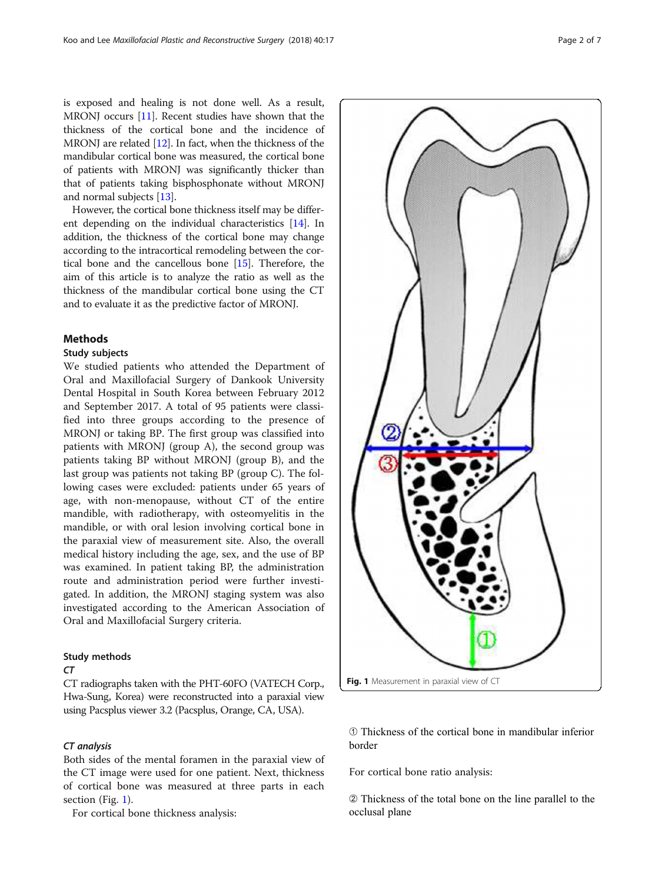is exposed and healing is not done well. As a result, MRONJ occurs [11]. Recent studies have shown that the thickness of the cortical bone and the incidence of MRONJ are related [12]. In fact, when the thickness of the mandibular cortical bone was measured, the cortical bone of patients with MRONJ was significantly thicker than that of patients taking bisphosphonate without MRONJ and normal subjects [13].

However, the cortical bone thickness itself may be different depending on the individual characteristics [14]. In addition, the thickness of the cortical bone may change according to the intracortical remodeling between the cortical bone and the cancellous bone [15]. Therefore, the aim of this article is to analyze the ratio as well as the thickness of the mandibular cortical bone using the CT and to evaluate it as the predictive factor of MRONJ.

## Methods

### Study subjects

We studied patients who attended the Department of Oral and Maxillofacial Surgery of Dankook University Dental Hospital in South Korea between February 2012 and September 2017. A total of 95 patients were classified into three groups according to the presence of MRONJ or taking BP. The first group was classified into patients with MRONJ (group A), the second group was patients taking BP without MRONJ (group B), and the last group was patients not taking BP (group C). The following cases were excluded: patients under 65 years of age, with non-menopause, without CT of the entire mandible, with radiotherapy, with osteomyelitis in the mandible, or with oral lesion involving cortical bone in the paraxial view of measurement site. Also, the overall medical history including the age, sex, and the use of BP was examined. In patient taking BP, the administration route and administration period were further investigated. In addition, the MRONJ staging system was also investigated according to the American Association of Oral and Maxillofacial Surgery criteria.

### Study methods

#### *CT*

CT radiographs taken with the PHT-60FO (VATECH Corp., Hwa-Sung, Korea) were reconstructed into a paraxial view using Pacsplus viewer 3.2 (Pacsplus, Orange, CA, USA).

#### *CT analysis*

Both sides of the mental foramen in the paraxial view of the CT image were used for one patient. Next, thickness of cortical bone was measured at three parts in each section (Fig. 1).

For cortical bone thickness analysis:

**Fig. 1** Measurement in paraxial view of CT

① Thickness of the cortical bone in mandibular inferior border

For cortical bone ratio analysis:

② Thickness of the total bone on the line parallel to the occlusal plane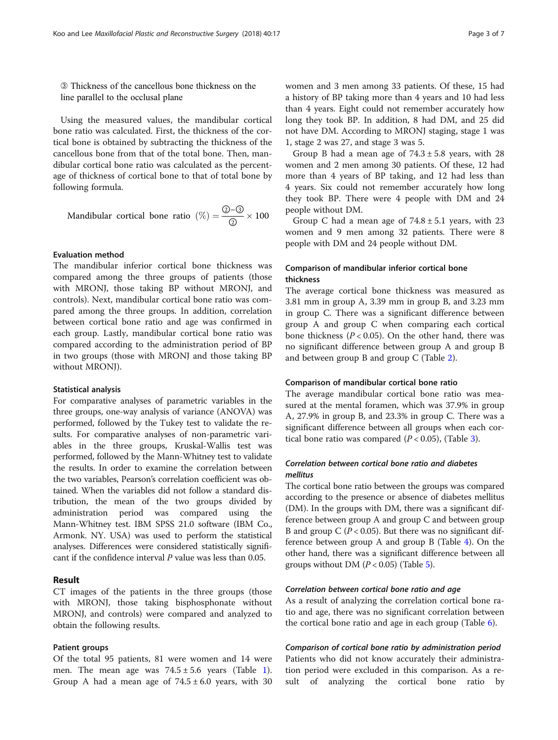③ Thickness of the cancellous bone thickness on the line parallel to the occlusal plane

Using the measured values, the mandibular cortical bone ratio was calculated. First, the thickness of the cortical bone is obtained by subtracting the thickness of the cancellous bone from that of the total bone. Then, mandibular cortical bone ratio was calculated as the percentage of thickness of cortical bone to that of total bone by following formula.

$$\text{Mandibular cortical bone ratio } (\%) = \frac{②-③}{②} \times 100$$

### Evaluation method

The mandibular inferior cortical bone thickness was compared among the three groups of patients (those with MRONJ, those taking BP without MRONJ, and controls). Next, mandibular cortical bone ratio was compared among the three groups. In addition, correlation between cortical bone ratio and age was confirmed in each group. Lastly, mandibular cortical bone ratio was compared according to the administration period of BP in two groups (those with MRONJ and those taking BP without MRONJ).

### Statistical analysis

For comparative analyses of parametric variables in the three groups, one-way analysis of variance (ANOVA) was performed, followed by the Tukey test to validate the results. For comparative analyses of non-parametric variables in the three groups, Kruskal-Wallis test was performed, followed by the Mann-Whitney test to validate the results. In order to examine the correlation between the two variables, Pearson's correlation coefficient was obtained. When the variables did not follow a standard distribution, the mean of the two groups divided by administration period was compared using the Mann-Whitney test. IBM SPSS 21.0 software (IBM Co., Armonk. NY. USA) was used to perform the statistical analyses. Differences were considered statistically significant if the confidence interval *P* value was less than 0.05.

## Result

CT images of the patients in the three groups (those with MRONJ, those taking bisphosphonate without MRONJ, and controls) were compared and analyzed to obtain the following results.

### Patient groups

Of the total 95 patients, 81 were women and 14 were men. The mean age was $74.5 \pm 5.6$ years (Table 1). Group A had a mean age of $74.5 \pm 6.0$ years, with 30 women and 3 men among 33 patients. Of these, 15 had a history of BP taking more than 4 years and 10 had less than 4 years. Eight could not remember accurately how long they took BP. In addition, 8 had DM, and 25 did not have DM. According to MRONJ staging, stage 1 was 1, stage 2 was 27, and stage 3 was 5.

Group B had a mean age of $74.3 \pm 5.8$ years, with 28 women and 2 men among 30 patients. Of these, 12 had more than 4 years of BP taking, and 12 had less than 4 years. Six could not remember accurately how long they took BP. There were 4 people with DM and 24 people without DM.

Group C had a mean age of $74.8 \pm 5.1$ years, with 23 women and 9 men among 32 patients. There were 8 people with DM and 24 people without DM.

### Comparison of mandibular inferior cortical bone thickness

The average cortical bone thickness was measured as 3.81 mm in group A, 3.39 mm in group B, and 3.23 mm in group C. There was a significant difference between group A and group C when comparing each cortical bone thickness ($P < 0.05$). On the other hand, there was no significant difference between group A and group B and between group B and group C (Table 2).

### Comparison of mandibular cortical bone ratio

The average mandibular cortical bone ratio was measured at the mental foramen, which was 37.9% in group A, 27.9% in group B, and 23.3% in group C. There was a significant difference between all groups when each cortical bone ratio was compared ($P < 0.05$), (Table 3).

#### *Correlation between cortical bone ratio and diabetes mellitus*

The cortical bone ratio between the groups was compared according to the presence or absence of diabetes mellitus (DM). In the groups with DM, there was a significant difference between group A and group C and between group B and group C ($P < 0.05$). But there was no significant difference between group A and group B (Table 4). On the other hand, there was a significant difference between all groups without DM ($P < 0.05$) (Table 5).

#### *Correlation between cortical bone ratio and age*

As a result of analyzing the correlation cortical bone ratio and age, there was no significant correlation between the cortical bone ratio and age in each group (Table 6).

#### *Comparison of cortical bone ratio by administration period*

Patients who did not know accurately their administration period were excluded in this comparison. As a result of analyzing the cortical bone ratio by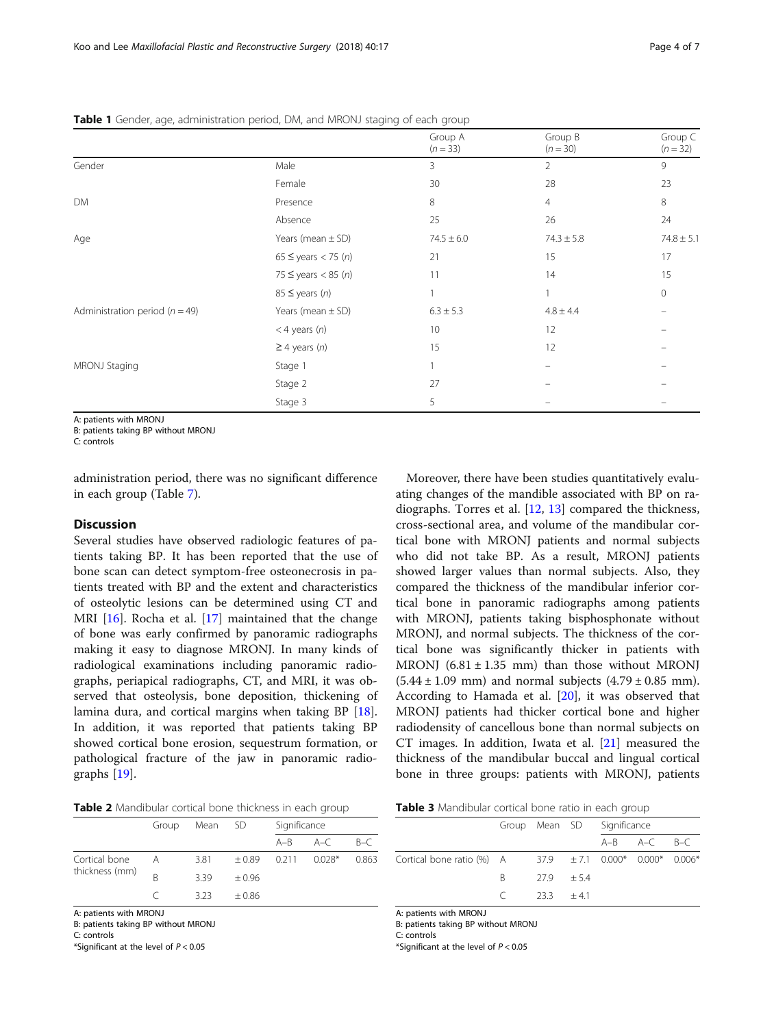**Table 1** Gender, age, administration period, DM, and MRONJ staging of each group

| | | Group A (n = 33) | Group B (n = 30) | Group C (n = 32) |
|---|---|---|---|---|
| Gender | Male | 3 | 2 | 9 |
| | Female | 30 | 28 | 23 |
| DM | Presence | 8 | 4 | 8 |
| | Absence | 25 | 26 | 24 |
| Age | Years (mean ± SD) | 74.5 ± 6.0 | 74.3 ± 5.8 | 74.8 ± 5.1 |
| | 65 ≤ years < 75 (n) | 21 | 15 | 17 |
| | 75 ≤ years < 85 (n) | 11 | 14 | 15 |
| | 85 ≤ years (n) | 1 | 1 | 0 |
| Administration period (n = 49) | Years (mean ± SD) | 6.3 ± 5.3 | 4.8 ± 4.4 | – |
| | < 4 years (n) | 10 | 12 | – |
| | ≥ 4 years (n) | 15 | 12 | – |
| MRONJ Staging | Stage 1 | 1 | – | – |
| | Stage 2 | 27 | – | – |
| | Stage 3 | 5 | – | – |

A: patients with MRONJ
B: patients taking BP without MRONJ
C: controls

administration period, there was no significant difference in each group (Table 7).

## Discussion

Several studies have observed radiologic features of patients taking BP. It has been reported that the use of bone scan can detect symptom-free osteonecrosis in patients treated with BP and the extent and characteristics of osteolytic lesions can be determined using CT and MRI [16]. Rocha et al. [17] maintained that the change of bone was early confirmed by panoramic radiographs making it easy to diagnose MRONJ. In many kinds of radiological examinations including panoramic radiographs, periapical radiographs, CT, and MRI, it was observed that osteolysis, bone deposition, thickening of lamina dura, and cortical margins when taking BP [18]. In addition, it was reported that patients taking BP showed cortical bone erosion, sequestrum formation, or pathological fracture of the jaw in panoramic radiographs [19].

Moreover, there have been studies quantitatively evaluating changes of the mandible associated with BP on radiographs. Torres et al. [12, 13] compared the thickness, cross-sectional area, and volume of the mandibular cortical bone with MRONJ patients and normal subjects who did not take BP. As a result, MRONJ patients showed larger values than normal subjects. Also, they compared the thickness of the mandibular inferior cortical bone in panoramic radiographs among patients with MRONJ, patients taking bisphosphonate without MRONJ, and normal subjects. The thickness of the cortical bone was significantly thicker in patients with MRONJ (6.81 ± 1.35 mm) than those without MRONJ (5.44 ± 1.09 mm) and normal subjects (4.79 ± 0.85 mm). According to Hamada et al. [20], it was observed that MRONJ patients had thicker cortical bone and higher radiodensity of cancellous bone than normal subjects on CT images. In addition, Iwata et al. [21] measured the thickness of the mandibular buccal and lingual cortical bone in three groups: patients with MRONJ, patients

**Table 2** Mandibular cortical bone thickness in each group

| | Group | Mean | SD | Significance | | |
|---|---|---|---|---|---|---|
| | | | | A–B | A–C | B–C |
| Cortical bone thickness (mm) | A | 3.81 | ± 0.89 | 0.211 | 0.028* | 0.863 |
| | B | 3.39 | ± 0.96 | | | |
| | C | 3.23 | ± 0.86 | | | |

A: patients with MRONJ
B: patients taking BP without MRONJ
C: controls
*Significant at the level of $P < 0.05$

**Table 3** Mandibular cortical bone ratio in each group

| | Group | Mean | SD | Significance | | |
|---|---|---|---|---|---|---|
| | | | | A–B | A–C | B–C |
| Cortical bone ratio (%) | A | 37.9 | ± 7.1 | 0.000* | 0.000* | 0.006* |
| | B | 27.9 | ± 5.4 | | | |
| | C | 23.3 | ± 4.1 | | | |

A: patients with MRONJ
B: patients taking BP without MRONJ
C: controls
*Significant at the level of $P < 0.05$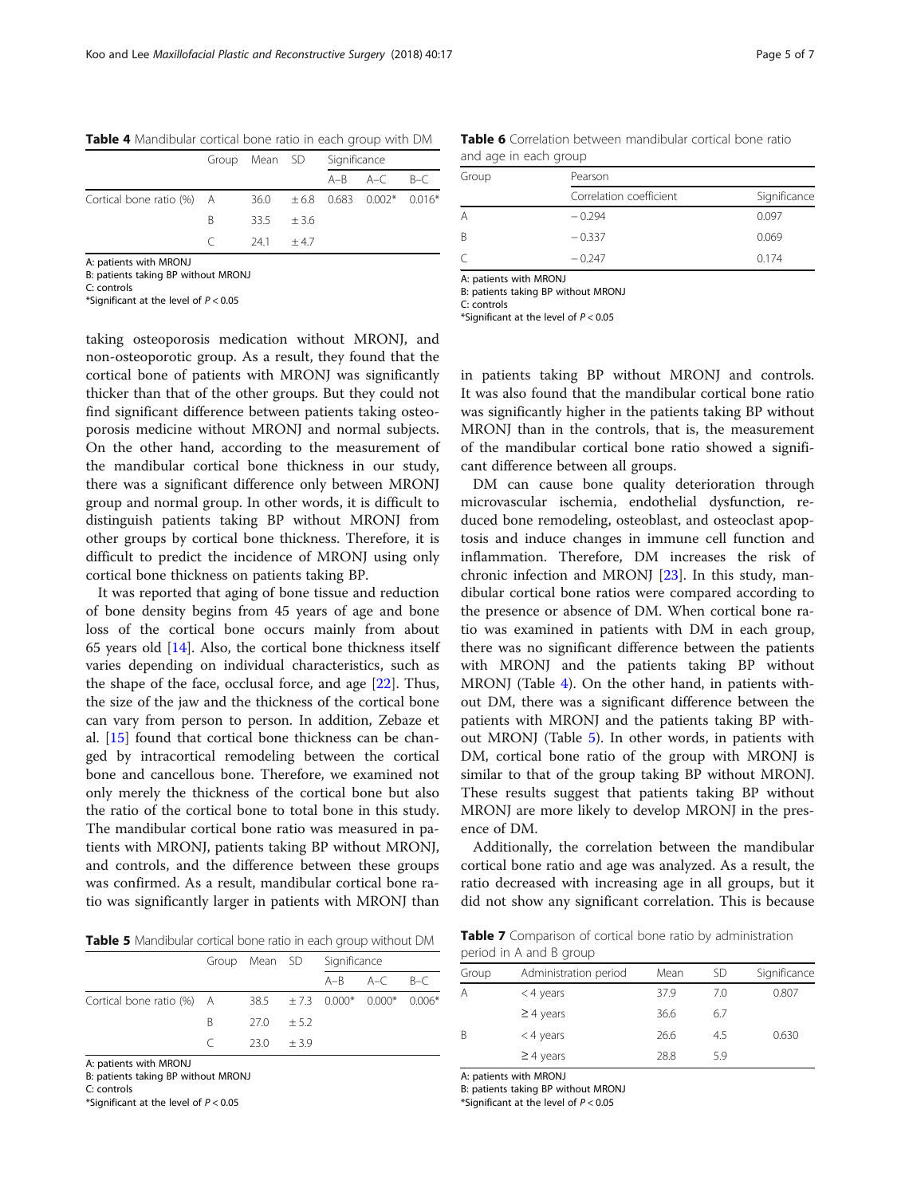**Table 4** Mandibular cortical bone ratio in each group with DM

| | Group | Mean | SD | Significance | | |
|---|---|---|---|---|---|---|
| | | | | A–B | A–C | B–C |
| Cortical bone ratio (%) | A | 36.0 | ± 6.8 | 0.683 | 0.002* | 0.016* |
| | B | 33.5 | ± 3.6 | | | |
| | C | 24.1 | ± 4.7 | | | |

A: patients with MRONJ
B: patients taking BP without MRONJ
C: controls
*Significant at the level of $P < 0.05$

taking osteoporosis medication without MRONJ, and non-osteoporotic group. As a result, they found that the cortical bone of patients with MRONJ was significantly thicker than that of the other groups. But they could not find significant difference between patients taking osteoporosis medicine without MRONJ and normal subjects. On the other hand, according to the measurement of the mandibular cortical bone thickness in our study, there was a significant difference only between MRONJ group and normal group. In other words, it is difficult to distinguish patients taking BP without MRONJ from other groups by cortical bone thickness. Therefore, it is difficult to predict the incidence of MRONJ using only cortical bone thickness on patients taking BP.

It was reported that aging of bone tissue and reduction of bone density begins from 45 years of age and bone loss of the cortical bone occurs mainly from about 65 years old [14]. Also, the cortical bone thickness itself varies depending on individual characteristics, such as the shape of the face, occlusal force, and age [22]. Thus, the size of the jaw and the thickness of the cortical bone can vary from person to person. In addition, Zebaze et al. [15] found that cortical bone thickness can be changed by intracortical remodeling between the cortical bone and cancellous bone. Therefore, we examined not only merely the thickness of the cortical bone but also the ratio of the cortical bone to total bone in this study. The mandibular cortical bone ratio was measured in patients with MRONJ, patients taking BP without MRONJ, and controls, and the difference between these groups was confirmed. As a result, mandibular cortical bone ratio was significantly larger in patients with MRONJ than in patients taking BP without MRONJ and controls. It was also found that the mandibular cortical bone ratio was significantly higher in the patients taking BP without MRONJ than in the controls, that is, the measurement of the mandibular cortical bone ratio showed a significant difference between all groups.

**Table 5** Mandibular cortical bone ratio in each group without DM

| | Group | Mean | SD | Significance | | |
|---|---|---|---|---|---|---|
| | | | | A–B | A–C | B–C |
| Cortical bone ratio (%) | A | 38.5 | ± 7.3 | 0.000* | 0.000* | 0.006* |
| | B | 27.0 | ± 5.2 | | | |
| | C | 23.0 | ± 3.9 | | | |

A: patients with MRONJ
B: patients taking BP without MRONJ
C: controls
*Significant at the level of $P < 0.05$

**Table 6** Correlation between mandibular cortical bone ratio and age in each group

| Group | Pearson | |
|---|---|---|
| | Correlation coefficient | Significance |
| A | − 0.294 | 0.097 |
| B | − 0.337 | 0.069 |
| C | − 0.247 | 0.174 |

A: patients with MRONJ
B: patients taking BP without MRONJ
C: controls
*Significant at the level of $P < 0.05$

DM can cause bone quality deterioration through microvascular ischemia, endothelial dysfunction, reduced bone remodeling, osteoblast, and osteoclast apoptosis and induce changes in immune cell function and inflammation. Therefore, DM increases the risk of chronic infection and MRONJ [23]. In this study, mandibular cortical bone ratios were compared according to the presence or absence of DM. When cortical bone ratio was examined in patients with DM in each group, there was no significant difference between the patients with MRONJ and the patients taking BP without MRONJ (Table 4). On the other hand, in patients without DM, there was a significant difference between the patients with MRONJ and the patients taking BP without MRONJ (Table 5). In other words, in patients with DM, cortical bone ratio of the group with MRONJ is similar to that of the group taking BP without MRONJ. These results suggest that patients taking BP without MRONJ are more likely to develop MRONJ in the presence of DM.

Additionally, the correlation between the mandibular cortical bone ratio and age was analyzed. As a result, the ratio decreased with increasing age in all groups, but it did not show any significant correlation. This is because

**Table 7** Comparison of cortical bone ratio by administration period in A and B group

| Group | Administration period | Mean | SD | Significance |
|---|---|---|---|---|
| A | < 4 years | 37.9 | 7.0 | 0.807 |
| | ≥ 4 years | 36.6 | 6.7 | |
| B | < 4 years | 26.6 | 4.5 | 0.630 |
| | ≥ 4 years | 28.8 | 5.9 | |

A: patients with MRONJ
B: patients taking BP without MRONJ
*Significant at the level of $P < 0.05$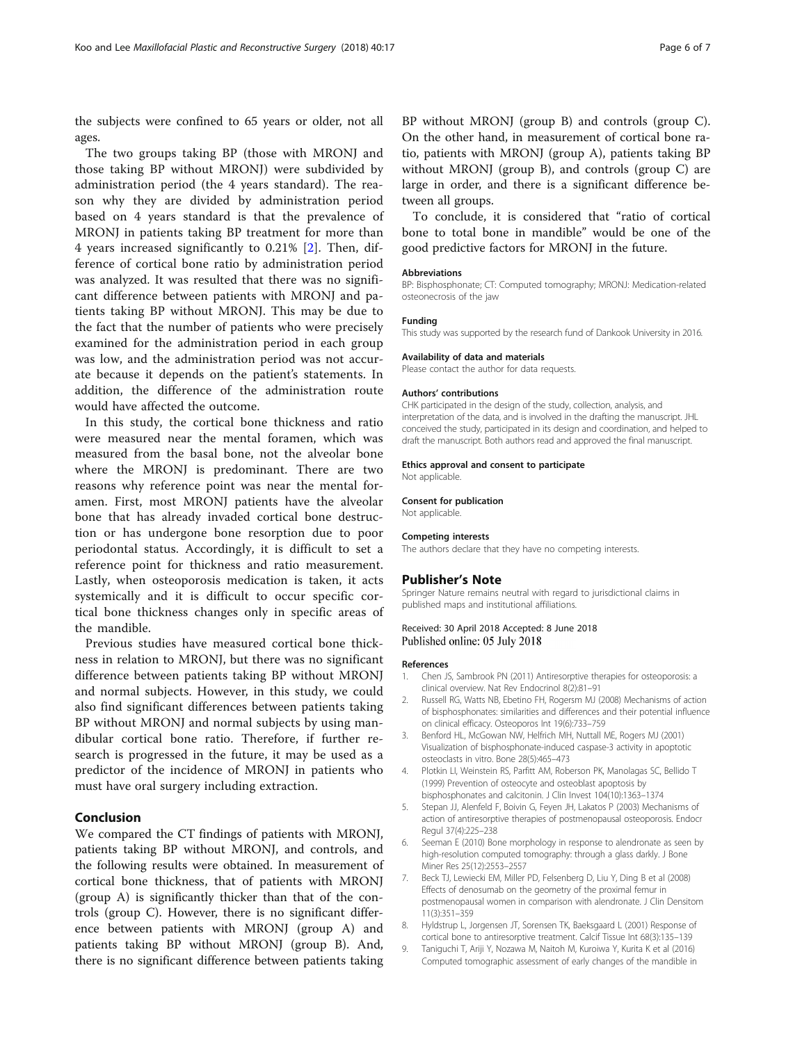the subjects were confined to 65 years or older, not all ages.

The two groups taking BP (those with MRONJ and those taking BP without MRONJ) were subdivided by administration period (the 4 years standard). The reason why they are divided by administration period based on 4 years standard is that the prevalence of MRONJ in patients taking BP treatment for more than 4 years increased significantly to 0.21% [2]. Then, difference of cortical bone ratio by administration period was analyzed. It was resulted that there was no significant difference between patients with MRONJ and patients taking BP without MRONJ. This may be due to the fact that the number of patients who were precisely examined for the administration period in each group was low, and the administration period was not accurate because it depends on the patient's statements. In addition, the difference of the administration route would have affected the outcome.

In this study, the cortical bone thickness and ratio were measured near the mental foramen, which was measured from the basal bone, not the alveolar bone where the MRONJ is predominant. There are two reasons why reference point was near the mental foramen. First, most MRONJ patients have the alveolar bone that has already invaded cortical bone destruction or has undergone bone resorption due to poor periodontal status. Accordingly, it is difficult to set a reference point for thickness and ratio measurement. Lastly, when osteoporosis medication is taken, it acts systemically and it is difficult to occur specific cortical bone thickness changes only in specific areas of the mandible.

Previous studies have measured cortical bone thickness in relation to MRONJ, but there was no significant difference between patients taking BP without MRONJ and normal subjects. However, in this study, we could also find significant differences between patients taking BP without MRONJ and normal subjects by using mandibular cortical bone ratio. Therefore, if further research is progressed in the future, it may be used as a predictor of the incidence of MRONJ in patients who must have oral surgery including extraction.

## Conclusion

We compared the CT findings of patients with MRONJ, patients taking BP without MRONJ, and controls, and the following results were obtained. In measurement of cortical bone thickness, that of patients with MRONJ (group A) is significantly thicker than that of the controls (group C). However, there is no significant difference between patients with MRONJ (group A) and patients taking BP without MRONJ (group B). And, there is no significant difference between patients taking BP without MRONJ (group B) and controls (group C). On the other hand, in measurement of cortical bone ratio, patients with MRONJ (group A), patients taking BP without MRONJ (group B), and controls (group C) are large in order, and there is a significant difference between all groups.

To conclude, it is considered that "ratio of cortical bone to total bone in mandible" would be one of the good predictive factors for MRONJ in the future.

#### Abbreviations

BP: Bisphosphonate; CT: Computed tomography; MRONJ: Medication-related osteonecrosis of the jaw

#### Funding

This study was supported by the research fund of Dankook University in 2016.

#### Availability of data and materials

Please contact the author for data requests.

#### Authors' contributions

CHK participated in the design of the study, collection, analysis, and interpretation of the data, and is involved in the drafting the manuscript. JHL conceived the study, participated in its design and coordination, and helped to draft the manuscript. Both authors read and approved the final manuscript.

#### Ethics approval and consent to participate

Not applicable.

#### Consent for publication

Not applicable.

#### Competing interests

The authors declare that they have no competing interests.

### Publisher's Note

Springer Nature remains neutral with regard to jurisdictional claims in published maps and institutional affiliations.

Received: 30 April 2018 Accepted: 8 June 2018
Published online: 05 July 2018

#### References

1. Chen JS, Sambrook PN (2011) Antiresorptive therapies for osteoporosis: a clinical overview. Nat Rev Endocrinol 8(2):81–91
2. Russell RG, Watts NB, Ebetino FH, Rogersm MJ (2008) Mechanisms of action of bisphosphonates: similarities and differences and their potential influence on clinical efficacy. Osteoporos Int 19(6):733–759
3. Benford HL, McGowan NW, Helfrich MH, Nuttall ME, Rogers MJ (2001) Visualization of bisphosphonate-induced caspase-3 activity in apoptotic osteoclasts in vitro. Bone 28(5):465–473
4. Plotkin LI, Weinstein RS, Parfitt AM, Roberson PK, Manolagas SC, Bellido T (1999) Prevention of osteocyte and osteoblast apoptosis by bisphosphonates and calcitonin. J Clin Invest 104(10):1363–1374
5. Stepan JJ, Alenfeld F, Boivin G, Feyen JH, Lakatos P (2003) Mechanisms of action of antiresorptive therapies of postmenopausal osteoporosis. Endocr Regul 37(4):225–238
6. Seeman E (2010) Bone morphology in response to alendronate as seen by high-resolution computed tomography: through a glass darkly. J Bone Miner Res 25(12):2553–2557
7. Beck TJ, Lewiecki EM, Miller PD, Felsenberg D, Liu Y, Ding B et al (2008) Effects of denosumab on the geometry of the proximal femur in postmenopausal women in comparison with alendronate. J Clin Densitom 11(3):351–359
8. Hyldstrup L, Jorgensen JT, Sorensen TK, Baeksgaard L (2001) Response of cortical bone to antiresorptive treatment. Calcif Tissue Int 68(3):135–139
9. Taniguchi T, Ariji Y, Nozawa M, Naitoh M, Kuroiwa Y, Kurita K et al (2016) Computed tomographic assessment of early changes of the mandible in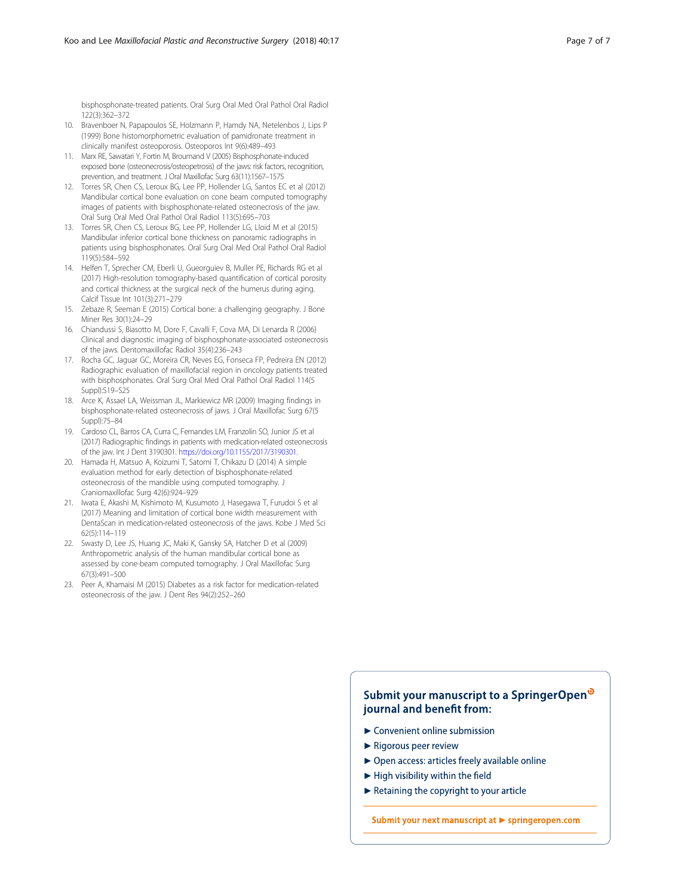bisphosphonate-treated patients. Oral Surg Oral Med Oral Pathol Oral Radiol 122(3):362–372

10. Bravenboer N, Papapoulos SE, Holzmann P, Hamdy NA, Netelenbos J, Lips P (1999) Bone histomorphometric evaluation of pamidronate treatment in clinically manifest osteoporosis. Osteoporos Int 9(6):489–493
11. Marx RE, Sawatari Y, Fortin M, Broumand V (2005) Bisphosphonate-induced exposed bone (osteonecrosis/osteopetrosis) of the jaws: risk factors, recognition, prevention, and treatment. J Oral Maxillofac Surg 63(11):1567–1575
12. Torres SR, Chen CS, Leroux BG, Lee PP, Hollender LG, Santos EC et al (2012) Mandibular cortical bone evaluation on cone beam computed tomography images of patients with bisphosphonate-related osteonecrosis of the jaw. Oral Surg Oral Med Oral Pathol Oral Radiol 113(5):695–703
13. Torres SR, Chen CS, Leroux BG, Lee PP, Hollender LG, Lloid M et al (2015) Mandibular inferior cortical bone thickness on panoramic radiographs in patients using bisphosphonates. Oral Surg Oral Med Oral Pathol Oral Radiol 119(5):584–592
14. Helfen T, Sprecher CM, Eberli U, Gueorguiev B, Muller PE, Richards RG et al (2017) High-resolution tomography-based quantification of cortical porosity and cortical thickness at the surgical neck of the humerus during aging. Calcif Tissue Int 101(3):271–279
15. Zebaze R, Seeman E (2015) Cortical bone: a challenging geography. J Bone Miner Res 30(1):24–29
16. Chiandussi S, Biasotto M, Dore F, Cavalli F, Cova MA, Di Lenarda R (2006) Clinical and diagnostic imaging of bisphosphonate-associated osteonecrosis of the jaws. Dentomaxillofac Radiol 35(4):236–243
17. Rocha GC, Jaguar GC, Moreira CR, Neves EG, Fonseca FP, Pedreira EN (2012) Radiographic evaluation of maxillofacial region in oncology patients treated with bisphosphonates. Oral Surg Oral Med Oral Pathol Oral Radiol 114(5 Suppl):S19–S25
18. Arce K, Assael LA, Weissman JL, Markiewicz MR (2009) Imaging findings in bisphosphonate-related osteonecrosis of jaws. J Oral Maxillofac Surg 67(5 Suppl):75–84
19. Cardoso CL, Barros CA, Curra C, Fernandes LM, Franzolin SO, Junior JS et al (2017) Radiographic findings in patients with medication-related osteonecrosis of the jaw. Int J Dent 3190301. https://doi.org/10.1155/2017/3190301.
20. Hamada H, Matsuo A, Koizumi T, Satomi T, Chikazu D (2014) A simple evaluation method for early detection of bisphosphonate-related osteonecrosis of the mandible using computed tomography. J Craniomaxillofac Surg 42(6):924–929
21. Iwata E, Akashi M, Kishimoto M, Kusumoto J, Hasegawa T, Furudoi S et al (2017) Meaning and limitation of cortical bone width measurement with DentaScan in medication-related osteonecrosis of the jaws. Kobe J Med Sci 62(5):114–119
22. Swasty D, Lee JS, Huang JC, Maki K, Gansky SA, Hatcher D et al (2009) Anthropometric analysis of the human mandibular cortical bone as assessed by cone-beam computed tomography. J Oral Maxillofac Surg 67(3):491–500
23. Peer A, Khamaisi M (2015) Diabetes as a risk factor for medication-related osteonecrosis of the jaw. J Dent Res 94(2):252–260

**Submit your manuscript to a SpringerOpen journal and benefit from:**

- ► Convenient online submission
- ► Rigorous peer review
- ► Open access: articles freely available online
- ► High visibility within the field
- ► Retaining the copyright to your article

**Submit your next manuscript at ► springeropen.com**